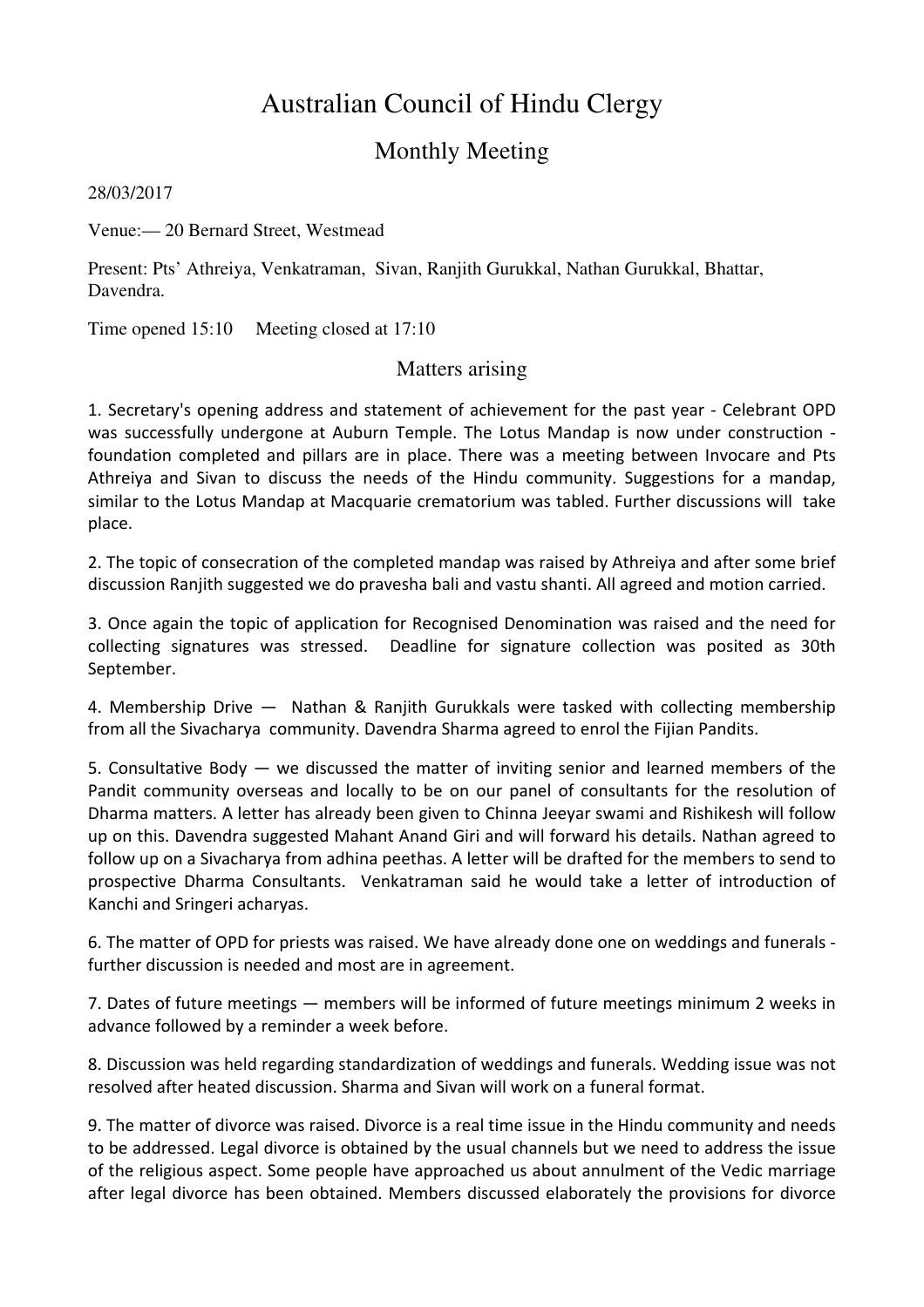# Australian Council of Hindu Clergy

## Monthly Meeting

28/03/2017

Venue:— 20 Bernard Street, Westmead

Present: Pts' Athreiya, Venkatraman, Sivan, Ranjith Gurukkal, Nathan Gurukkal, Bhattar, Davendra.

Time opened 15:10 Meeting closed at 17:10

### Matters arising

1. Secretary's opening address and statement of achievement for the past year - Celebrant OPD was successfully undergone at Auburn Temple. The Lotus Mandap is now under construction - foundation completed and pillars are in place. There was a meeting between Invocare and Pts Athreiya and Sivan to discuss the needs of the Hindu community. Suggestions for a mandap, similar to the Lotus Mandap at Macquarie crematorium was tabled. Further discussions will take place.

2. The topic of consecration of the completed mandap was raised by Athreiya and after some brief discussion Ranjith suggested we do pravesha bali and vastu shanti. All agreed and motion carried.

3. Once again the topic of application for Recognised Denomination was raised and the need for collecting signatures was stressed. Deadline for signature collection was posited as 30th September.

4. Membership Drive — Nathan & Ranjith Gurukkals were tasked with collecting membership from all the Sivacharya community. Davendra Sharma agreed to enrol the Fijian Pandits.

5. Consultative Body — we discussed the matter of inviting senior and learned members of the Pandit community overseas and locally to be on our panel of consultants for the resolution of Dharma matters. A letter has already been given to Chinna Jeeyar swami and Rishikesh will follow up on this. Davendra suggested Mahant Anand Giri and will forward his details. Nathan agreed to follow up on a Sivacharya from adhina peethas. A letter will be drafted for the members to send to prospective Dharma Consultants. Venkatraman said he would take a letter of introduction of Kanchi and Sringeri acharyas.

6. The matter of OPD for priests was raised. We have already done one on weddings and funerals - further discussion is needed and most are in agreement.

7. Dates of future meetings — members will be informed of future meetings minimum 2 weeks in advance followed by a reminder a week before.

8. Discussion was held regarding standardization of weddings and funerals. Wedding issue was not resolved after heated discussion. Sharma and Sivan will work on a funeral format.

9. The matter of divorce was raised. Divorce is a real time issue in the Hindu community and needs to be addressed. Legal divorce is obtained by the usual channels but we need to address the issue of the religious aspect. Some people have approached us about annulment of the Vedic marriage after legal divorce has been obtained. Members discussed elaborately the provisions for divorce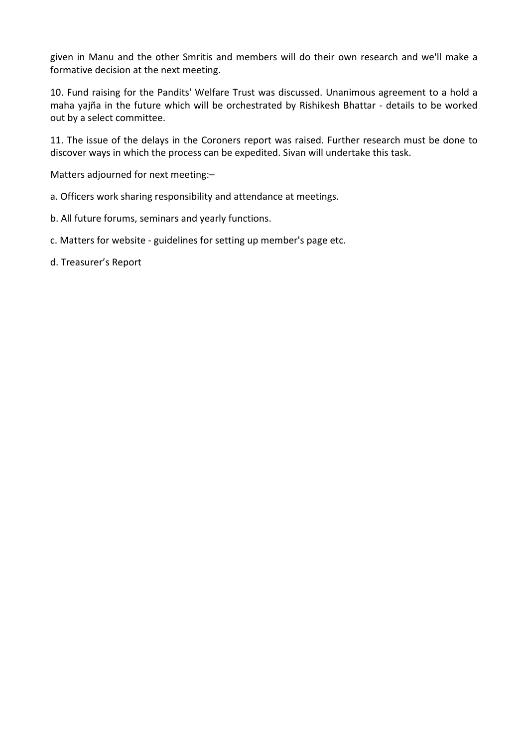given in Manu and the other Smritis and members will do their own research and we'll make a formative decision at the next meeting.

10. Fund raising for the Pandits' Welfare Trust was discussed. Unanimous agreement to a hold a maha yajña in the future which will be orchestrated by Rishikesh Bhattar - details to be worked out by a select committee.

11. The issue of the delays in the Coroners report was raised. Further research must be done to discover ways in which the process can be expedited. Sivan will undertake this task.

Matters adjourned for next meeting:–

a. Officers work sharing responsibility and attendance at meetings.

b. All future forums, seminars and yearly functions.

c. Matters for website - guidelines for setting up member's page etc.

d. Treasurer's Report